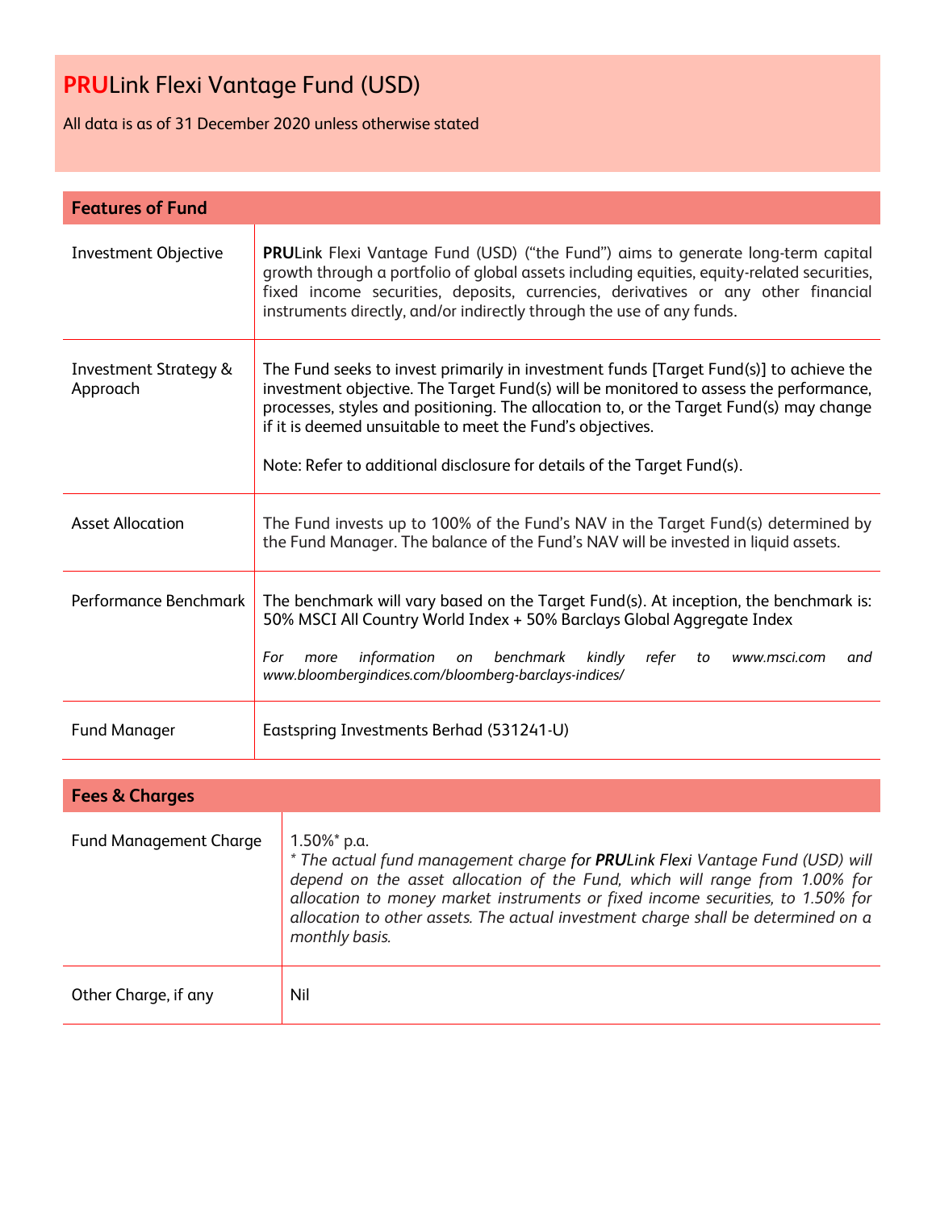# **PRU**Link Flexi Vantage Fund (USD)

All data is as of 31 December 2020 unless otherwise stated

## Features of Fund

| | |
|---|---|
| Investment Objective | **PRU**Link Flexi Vantage Fund (USD) ("the Fund") aims to generate long-term capital growth through a portfolio of global assets including equities, equity-related securities, fixed income securities, deposits, currencies, derivatives or any other financial instruments directly, and/or indirectly through the use of any funds. |
| Investment Strategy & Approach | The Fund seeks to invest primarily in investment funds [Target Fund(s)] to achieve the investment objective. The Target Fund(s) will be monitored to assess the performance, processes, styles and positioning. The allocation to, or the Target Fund(s) may change if it is deemed unsuitable to meet the Fund's objectives.<br><br>Note: Refer to additional disclosure for details of the Target Fund(s). |
| Asset Allocation | The Fund invests up to 100% of the Fund's NAV in the Target Fund(s) determined by the Fund Manager. The balance of the Fund's NAV will be invested in liquid assets. |
| Performance Benchmark | The benchmark will vary based on the Target Fund(s). At inception, the benchmark is: 50% MSCI All Country World Index + 50% Barclays Global Aggregate Index<br><br>*For more information on benchmark kindly refer to www.msci.com and www.bloombergindices.com/bloomberg-barclays-indices/* |
| Fund Manager | Eastspring Investments Berhad (531241-U) |

## Fees & Charges

| | |
|---|---|
| Fund Management Charge | 1.50%* p.a.<br>*\* The actual fund management charge for **PRU**Link Flexi Vantage Fund (USD) will depend on the asset allocation of the Fund, which will range from 1.00% for allocation to money market instruments or fixed income securities, to 1.50% for allocation to other assets. The actual investment charge shall be determined on a monthly basis.* |
| Other Charge, if any | Nil |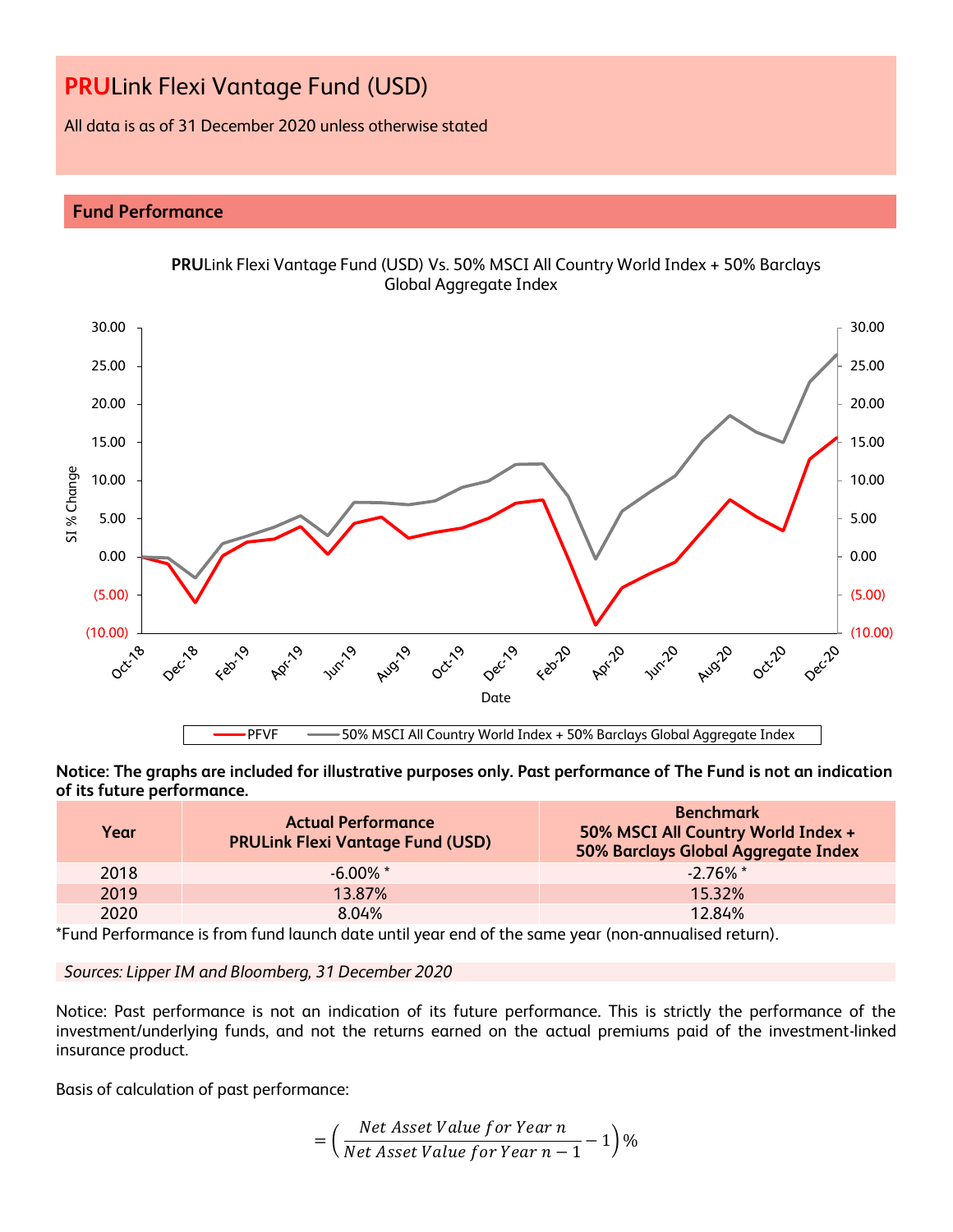# **PRU**Link Flexi Vantage Fund (USD)

All data is as of 31 December 2020 unless otherwise stated

## Fund Performance

**PRU**Link Flexi Vantage Fund (USD) Vs. 50% MSCI All Country World Index + 50% Barclays Global Aggregate Index

**Notice: The graphs are included for illustrative purposes only. Past performance of The Fund is not an indication of its future performance.**

| Year | Actual Performance PRULink Flexi Vantage Fund (USD) | Benchmark 50% MSCI All Country World Index + 50% Barclays Global Aggregate Index |
|---|---|---|
| 2018 | -6.00% * | -2.76% * |
| 2019 | 13.87% | 15.32% |
| 2020 | 8.04% | 12.84% |

*Fund Performance is from fund launch date until year end of the same year (non-annualised return).

*Sources: Lipper IM and Bloomberg, 31 December 2020*

Notice: Past performance is not an indication of its future performance. This is strictly the performance of the investment/underlying funds, and not the returns earned on the actual premiums paid of the investment-linked insurance product.

Basis of calculation of past performance:

$$= \left( \frac{Net\ Asset\ Value\ for\ Year\ n}{Net\ Asset\ Value\ for\ Year\ n-1} - 1 \right) \%$$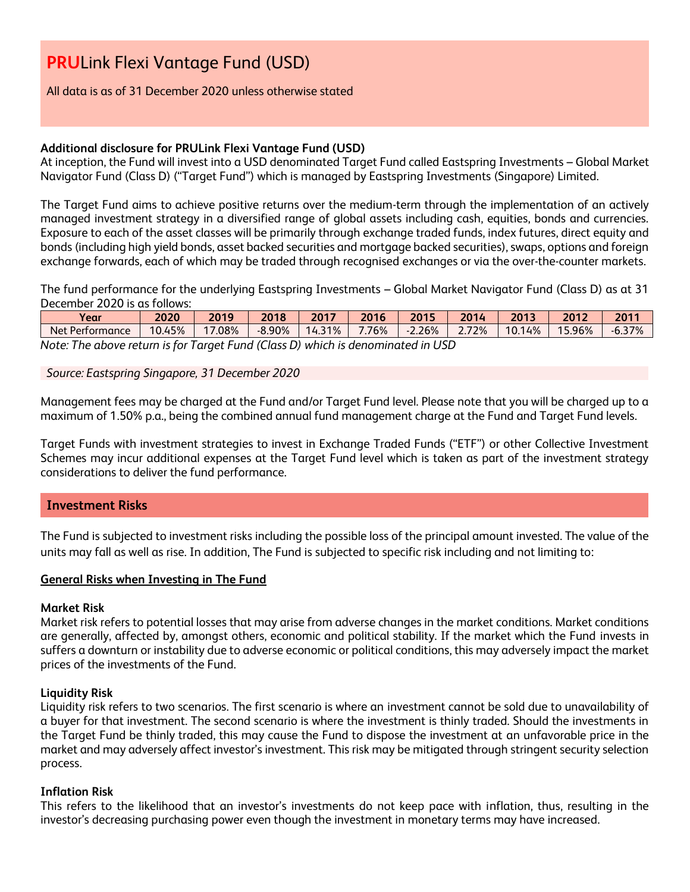# **PRU**Link Flexi Vantage Fund (USD)

All data is as of 31 December 2020 unless otherwise stated

**Additional disclosure for PRULink Flexi Vantage Fund (USD)**
At inception, the Fund will invest into a USD denominated Target Fund called Eastspring Investments – Global Market Navigator Fund (Class D) ("Target Fund") which is managed by Eastspring Investments (Singapore) Limited.

The Target Fund aims to achieve positive returns over the medium-term through the implementation of an actively managed investment strategy in a diversified range of global assets including cash, equities, bonds and currencies. Exposure to each of the asset classes will be primarily through exchange traded funds, index futures, direct equity and bonds (including high yield bonds, asset backed securities and mortgage backed securities), swaps, options and foreign exchange forwards, each of which may be traded through recognised exchanges or via the over-the-counter markets.

The fund performance for the underlying Eastspring Investments – Global Market Navigator Fund (Class D) as at 31 December 2020 is as follows:

| Year | 2020 | 2019 | 2018 | 2017 | 2016 | 2015 | 2014 | 2013 | 2012 | 2011 |
|---|---|---|---|---|---|---|---|---|---|---|
| Net Performance | 10.45% | 17.08% | -8.90% | 14.31% | 7.76% | -2.26% | 2.72% | 10.14% | 15.96% | -6.37% |

*Note: The above return is for Target Fund (Class D) which is denominated in USD*

*Source: Eastspring Singapore, 31 December 2020*

Management fees may be charged at the Fund and/or Target Fund level. Please note that you will be charged up to a maximum of 1.50% p.a., being the combined annual fund management charge at the Fund and Target Fund levels.

Target Funds with investment strategies to invest in Exchange Traded Funds ("ETF") or other Collective Investment Schemes may incur additional expenses at the Target Fund level which is taken as part of the investment strategy considerations to deliver the fund performance.

## Investment Risks

The Fund is subjected to investment risks including the possible loss of the principal amount invested. The value of the units may fall as well as rise. In addition, The Fund is subjected to specific risk including and not limiting to:

**General Risks when Investing in The Fund**

**Market Risk**
Market risk refers to potential losses that may arise from adverse changes in the market conditions. Market conditions are generally, affected by, amongst others, economic and political stability. If the market which the Fund invests in suffers a downturn or instability due to adverse economic or political conditions, this may adversely impact the market prices of the investments of the Fund.

**Liquidity Risk**
Liquidity risk refers to two scenarios. The first scenario is where an investment cannot be sold due to unavailability of a buyer for that investment. The second scenario is where the investment is thinly traded. Should the investments in the Target Fund be thinly traded, this may cause the Fund to dispose the investment at an unfavorable price in the market and may adversely affect investor's investment. This risk may be mitigated through stringent security selection process.

**Inflation Risk**
This refers to the likelihood that an investor's investments do not keep pace with inflation, thus, resulting in the investor's decreasing purchasing power even though the investment in monetary terms may have increased.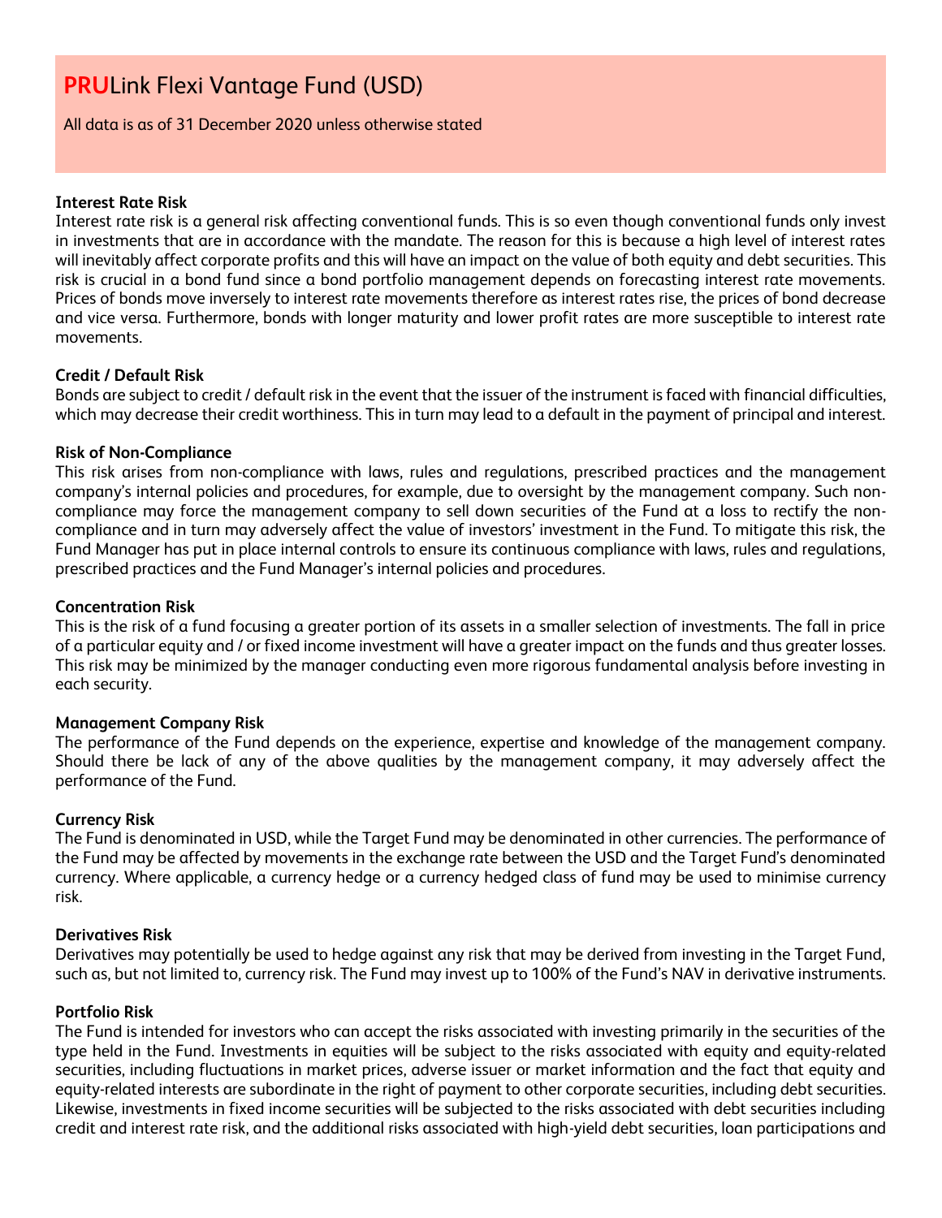# PRULink Flexi Vantage Fund (USD)

All data is as of 31 December 2020 unless otherwise stated

**Interest Rate Risk**

Interest rate risk is a general risk affecting conventional funds. This is so even though conventional funds only invest in investments that are in accordance with the mandate. The reason for this is because a high level of interest rates will inevitably affect corporate profits and this will have an impact on the value of both equity and debt securities. This risk is crucial in a bond fund since a bond portfolio management depends on forecasting interest rate movements. Prices of bonds move inversely to interest rate movements therefore as interest rates rise, the prices of bond decrease and vice versa. Furthermore, bonds with longer maturity and lower profit rates are more susceptible to interest rate movements.

**Credit / Default Risk**

Bonds are subject to credit / default risk in the event that the issuer of the instrument is faced with financial difficulties, which may decrease their credit worthiness. This in turn may lead to a default in the payment of principal and interest.

**Risk of Non-Compliance**

This risk arises from non-compliance with laws, rules and regulations, prescribed practices and the management company's internal policies and procedures, for example, due to oversight by the management company. Such non-compliance may force the management company to sell down securities of the Fund at a loss to rectify the non-compliance and in turn may adversely affect the value of investors' investment in the Fund. To mitigate this risk, the Fund Manager has put in place internal controls to ensure its continuous compliance with laws, rules and regulations, prescribed practices and the Fund Manager's internal policies and procedures.

**Concentration Risk**

This is the risk of a fund focusing a greater portion of its assets in a smaller selection of investments. The fall in price of a particular equity and / or fixed income investment will have a greater impact on the funds and thus greater losses. This risk may be minimized by the manager conducting even more rigorous fundamental analysis before investing in each security.

**Management Company Risk**

The performance of the Fund depends on the experience, expertise and knowledge of the management company. Should there be lack of any of the above qualities by the management company, it may adversely affect the performance of the Fund.

**Currency Risk**

The Fund is denominated in USD, while the Target Fund may be denominated in other currencies. The performance of the Fund may be affected by movements in the exchange rate between the USD and the Target Fund's denominated currency. Where applicable, a currency hedge or a currency hedged class of fund may be used to minimise currency risk.

**Derivatives Risk**

Derivatives may potentially be used to hedge against any risk that may be derived from investing in the Target Fund, such as, but not limited to, currency risk. The Fund may invest up to 100% of the Fund's NAV in derivative instruments.

**Portfolio Risk**

The Fund is intended for investors who can accept the risks associated with investing primarily in the securities of the type held in the Fund. Investments in equities will be subject to the risks associated with equity and equity-related securities, including fluctuations in market prices, adverse issuer or market information and the fact that equity and equity-related interests are subordinate in the right of payment to other corporate securities, including debt securities. Likewise, investments in fixed income securities will be subjected to the risks associated with debt securities including credit and interest rate risk, and the additional risks associated with high-yield debt securities, loan participations and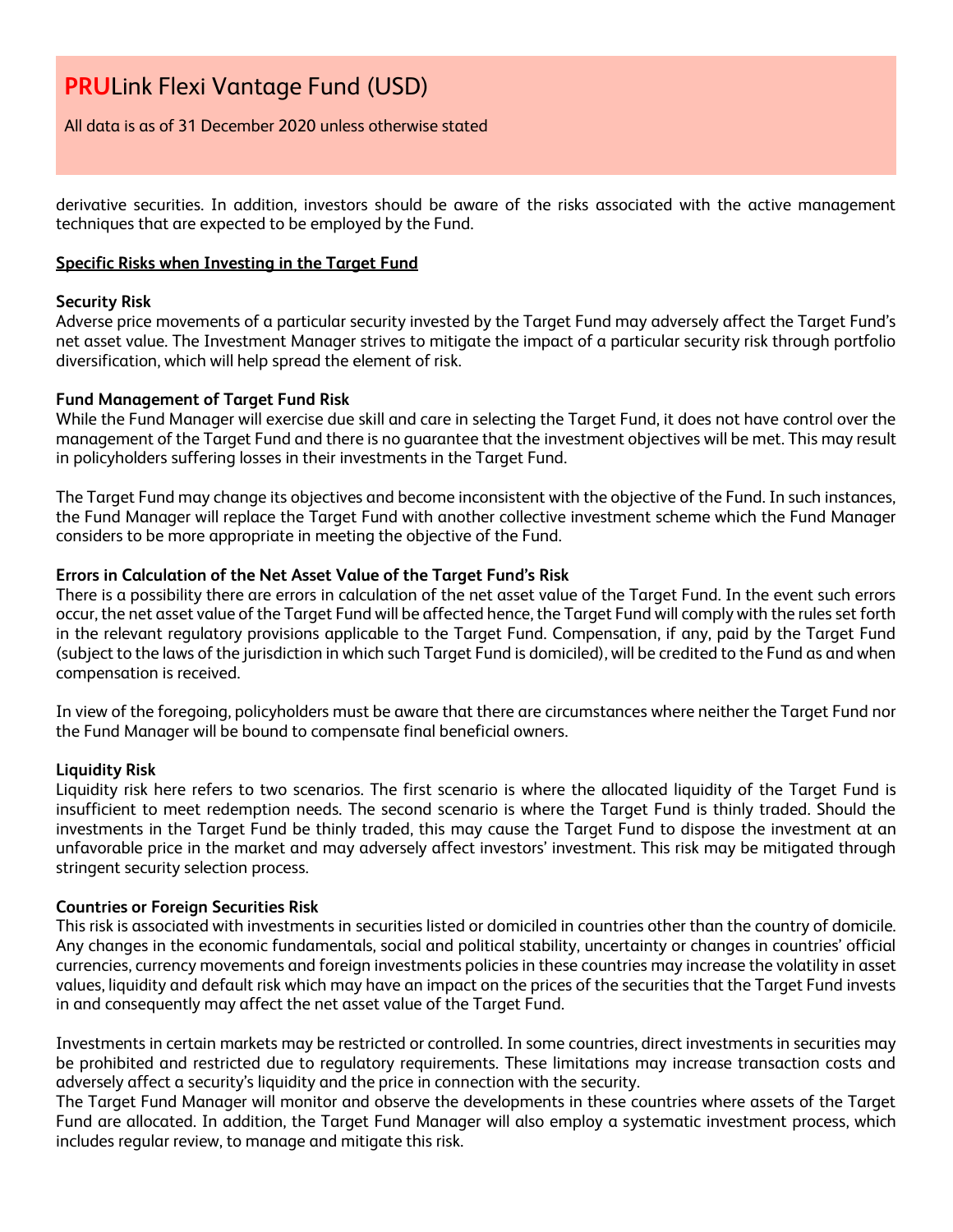derivative securities. In addition, investors should be aware of the risks associated with the active management techniques that are expected to be employed by the Fund.

**Specific Risks when Investing in the Target Fund**

**Security Risk**
Adverse price movements of a particular security invested by the Target Fund may adversely affect the Target Fund's net asset value. The Investment Manager strives to mitigate the impact of a particular security risk through portfolio diversification, which will help spread the element of risk.

**Fund Management of Target Fund Risk**
While the Fund Manager will exercise due skill and care in selecting the Target Fund, it does not have control over the management of the Target Fund and there is no guarantee that the investment objectives will be met. This may result in policyholders suffering losses in their investments in the Target Fund.

The Target Fund may change its objectives and become inconsistent with the objective of the Fund. In such instances, the Fund Manager will replace the Target Fund with another collective investment scheme which the Fund Manager considers to be more appropriate in meeting the objective of the Fund.

**Errors in Calculation of the Net Asset Value of the Target Fund's Risk**
There is a possibility there are errors in calculation of the net asset value of the Target Fund. In the event such errors occur, the net asset value of the Target Fund will be affected hence, the Target Fund will comply with the rules set forth in the relevant regulatory provisions applicable to the Target Fund. Compensation, if any, paid by the Target Fund (subject to the laws of the jurisdiction in which such Target Fund is domiciled), will be credited to the Fund as and when compensation is received.

In view of the foregoing, policyholders must be aware that there are circumstances where neither the Target Fund nor the Fund Manager will be bound to compensate final beneficial owners.

**Liquidity Risk**
Liquidity risk here refers to two scenarios. The first scenario is where the allocated liquidity of the Target Fund is insufficient to meet redemption needs. The second scenario is where the Target Fund is thinly traded. Should the investments in the Target Fund be thinly traded, this may cause the Target Fund to dispose the investment at an unfavorable price in the market and may adversely affect investors' investment. This risk may be mitigated through stringent security selection process.

**Countries or Foreign Securities Risk**
This risk is associated with investments in securities listed or domiciled in countries other than the country of domicile. Any changes in the economic fundamentals, social and political stability, uncertainty or changes in countries' official currencies, currency movements and foreign investments policies in these countries may increase the volatility in asset values, liquidity and default risk which may have an impact on the prices of the securities that the Target Fund invests in and consequently may affect the net asset value of the Target Fund.

Investments in certain markets may be restricted or controlled. In some countries, direct investments in securities may be prohibited and restricted due to regulatory requirements. These limitations may increase transaction costs and adversely affect a security's liquidity and the price in connection with the security.
The Target Fund Manager will monitor and observe the developments in these countries where assets of the Target Fund are allocated. In addition, the Target Fund Manager will also employ a systematic investment process, which includes regular review, to manage and mitigate this risk.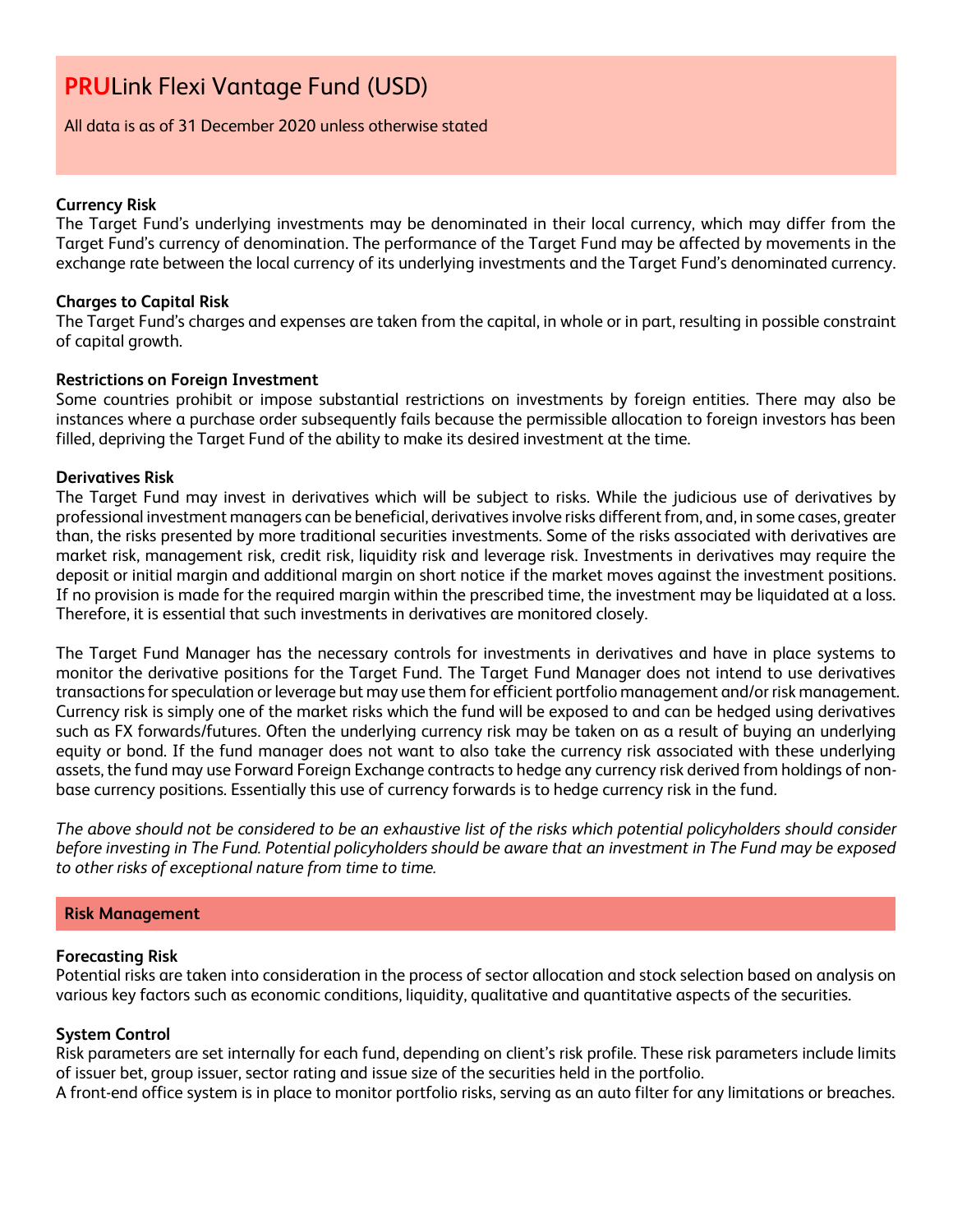# **PRU**Link Flexi Vantage Fund (USD)

All data is as of 31 December 2020 unless otherwise stated

**Currency Risk**
The Target Fund's underlying investments may be denominated in their local currency, which may differ from the Target Fund's currency of denomination. The performance of the Target Fund may be affected by movements in the exchange rate between the local currency of its underlying investments and the Target Fund's denominated currency.

**Charges to Capital Risk**
The Target Fund's charges and expenses are taken from the capital, in whole or in part, resulting in possible constraint of capital growth.

**Restrictions on Foreign Investment**
Some countries prohibit or impose substantial restrictions on investments by foreign entities. There may also be instances where a purchase order subsequently fails because the permissible allocation to foreign investors has been filled, depriving the Target Fund of the ability to make its desired investment at the time.

**Derivatives Risk**
The Target Fund may invest in derivatives which will be subject to risks. While the judicious use of derivatives by professional investment managers can be beneficial, derivatives involve risks different from, and, in some cases, greater than, the risks presented by more traditional securities investments. Some of the risks associated with derivatives are market risk, management risk, credit risk, liquidity risk and leverage risk. Investments in derivatives may require the deposit or initial margin and additional margin on short notice if the market moves against the investment positions. If no provision is made for the required margin within the prescribed time, the investment may be liquidated at a loss. Therefore, it is essential that such investments in derivatives are monitored closely.

The Target Fund Manager has the necessary controls for investments in derivatives and have in place systems to monitor the derivative positions for the Target Fund. The Target Fund Manager does not intend to use derivatives transactions for speculation or leverage but may use them for efficient portfolio management and/or risk management. Currency risk is simply one of the market risks which the fund will be exposed to and can be hedged using derivatives such as FX forwards/futures. Often the underlying currency risk may be taken on as a result of buying an underlying equity or bond. If the fund manager does not want to also take the currency risk associated with these underlying assets, the fund may use Forward Foreign Exchange contracts to hedge any currency risk derived from holdings of non-base currency positions. Essentially this use of currency forwards is to hedge currency risk in the fund.

*The above should not be considered to be an exhaustive list of the risks which potential policyholders should consider before investing in The Fund. Potential policyholders should be aware that an investment in The Fund may be exposed to other risks of exceptional nature from time to time.*

## Risk Management

**Forecasting Risk**
Potential risks are taken into consideration in the process of sector allocation and stock selection based on analysis on various key factors such as economic conditions, liquidity, qualitative and quantitative aspects of the securities.

**System Control**
Risk parameters are set internally for each fund, depending on client's risk profile. These risk parameters include limits of issuer bet, group issuer, sector rating and issue size of the securities held in the portfolio.
A front-end office system is in place to monitor portfolio risks, serving as an auto filter for any limitations or breaches.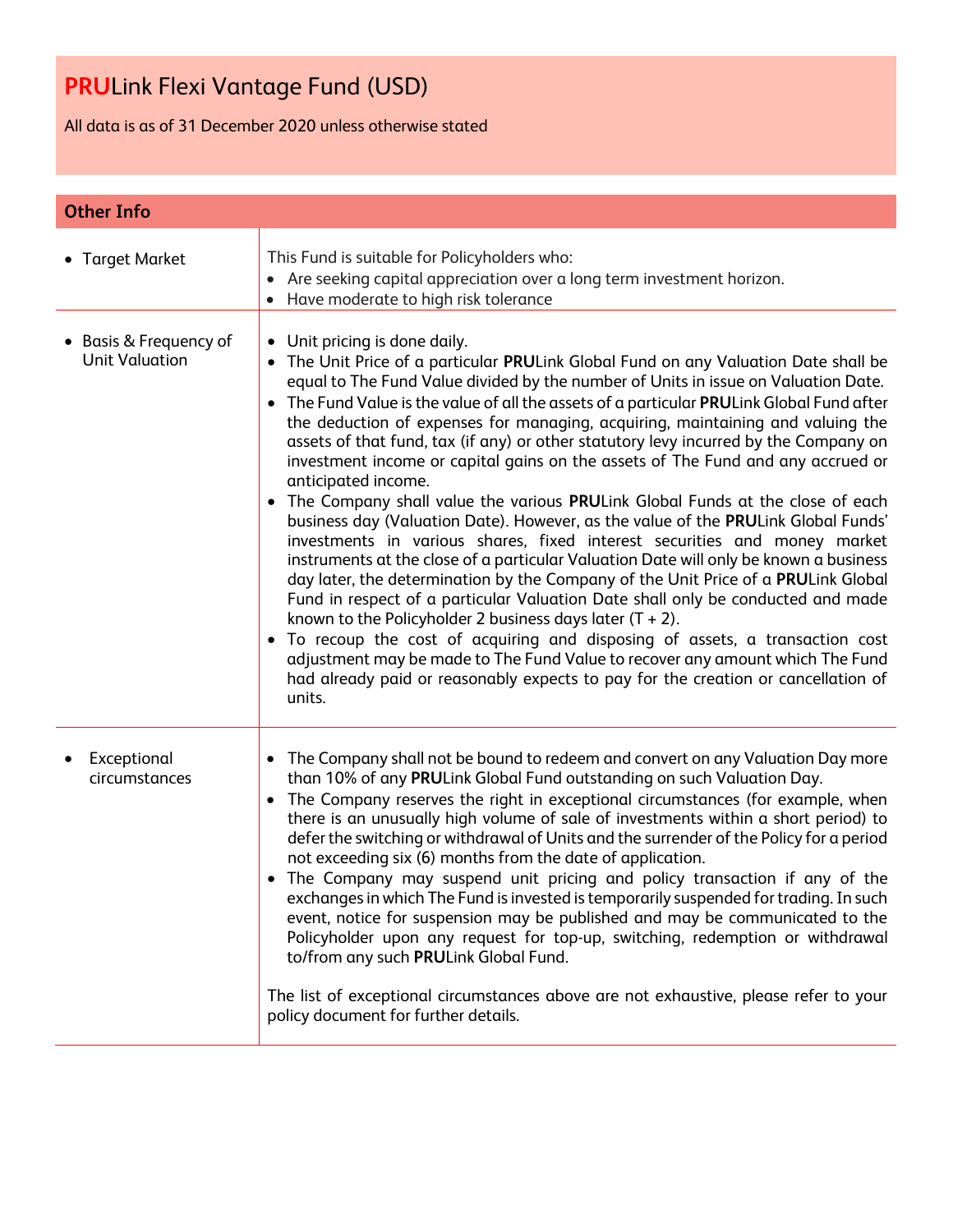# **PRU**Link Flexi Vantage Fund (USD)

All data is as of 31 December 2020 unless otherwise stated

## Other Info

| | |
|---|---|
| • Target Market | This Fund is suitable for Policyholders who:<br>• Are seeking capital appreciation over a long term investment horizon.<br>• Have moderate to high risk tolerance |
| • Basis & Frequency of Unit Valuation | • Unit pricing is done daily.<br>• The Unit Price of a particular **PRU**Link Global Fund on any Valuation Date shall be equal to The Fund Value divided by the number of Units in issue on Valuation Date.<br>• The Fund Value is the value of all the assets of a particular **PRU**Link Global Fund after the deduction of expenses for managing, acquiring, maintaining and valuing the assets of that fund, tax (if any) or other statutory levy incurred by the Company on investment income or capital gains on the assets of The Fund and any accrued or anticipated income.<br>• The Company shall value the various **PRU**Link Global Funds at the close of each business day (Valuation Date). However, as the value of the **PRU**Link Global Funds' investments in various shares, fixed interest securities and money market instruments at the close of a particular Valuation Date will only be known a business day later, the determination by the Company of the Unit Price of a **PRU**Link Global Fund in respect of a particular Valuation Date shall only be conducted and made known to the Policyholder 2 business days later (T + 2).<br>• To recoup the cost of acquiring and disposing of assets, a transaction cost adjustment may be made to The Fund Value to recover any amount which The Fund had already paid or reasonably expects to pay for the creation or cancellation of units. |
| • Exceptional circumstances | • The Company shall not be bound to redeem and convert on any Valuation Day more than 10% of any **PRU**Link Global Fund outstanding on such Valuation Day.<br>• The Company reserves the right in exceptional circumstances (for example, when there is an unusually high volume of sale of investments within a short period) to defer the switching or withdrawal of Units and the surrender of the Policy for a period not exceeding six (6) months from the date of application.<br>• The Company may suspend unit pricing and policy transaction if any of the exchanges in which The Fund is invested is temporarily suspended for trading. In such event, notice for suspension may be published and may be communicated to the Policyholder upon any request for top-up, switching, redemption or withdrawal to/from any such **PRU**Link Global Fund.<br><br>The list of exceptional circumstances above are not exhaustive, please refer to your policy document for further details. |